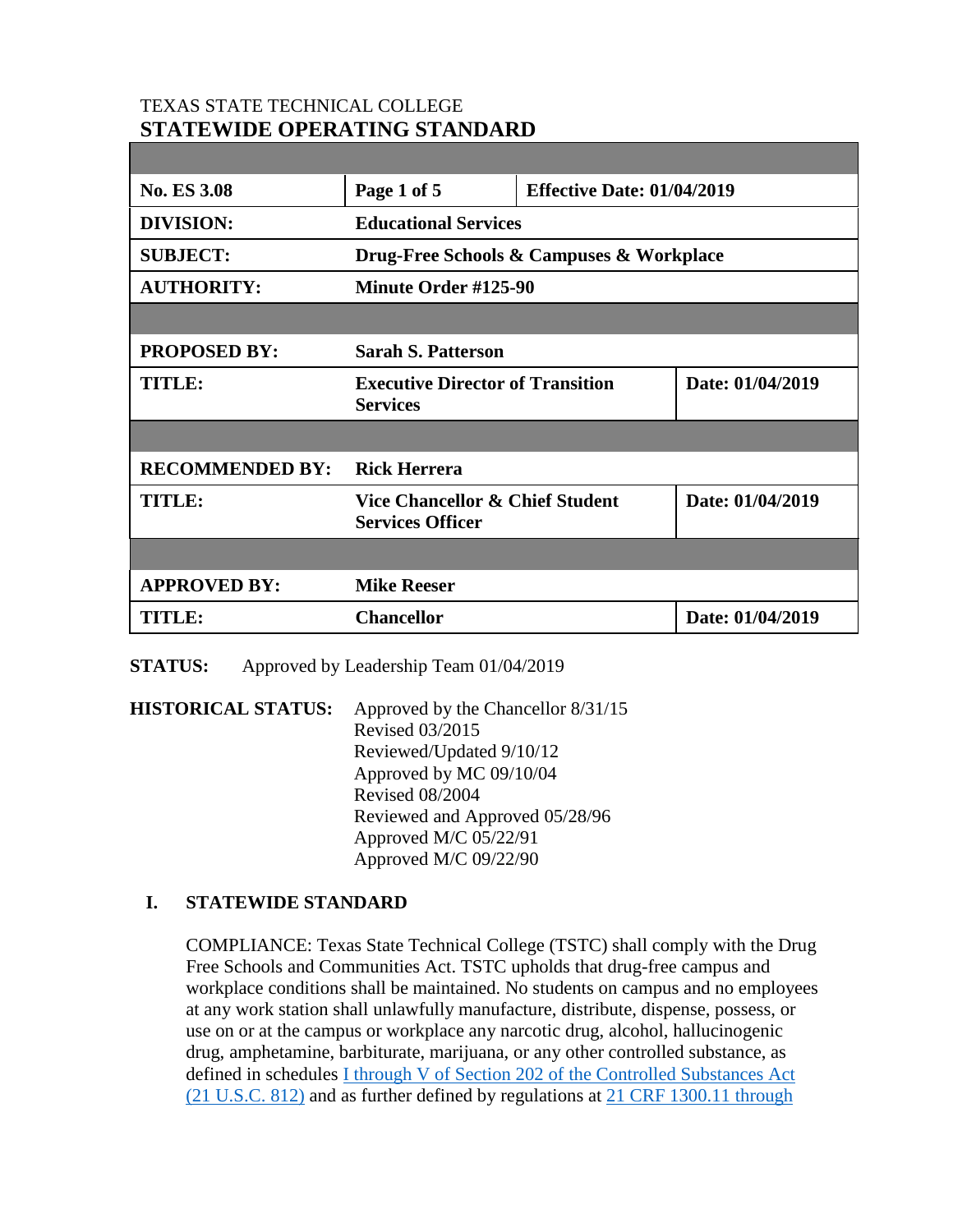TEXAS STATE TECHNICAL COLLEGE

# STATEWIDE OPERATING STANDARD

| | | | |
|---|---|---|---|
| **No. ES 3.08** | **Page 1 of 5** | **Effective Date: 01/04/2019** | |
| **DIVISION:** | **Educational Services** | | |
| **SUBJECT:** | **Drug-Free Schools & Campuses & Workplace** | | |
| **AUTHORITY:** | **Minute Order #125-90** | | |
| | | | |
| **PROPOSED BY:** | **Sarah S. Patterson** | | |
| **TITLE:** | **Executive Director of Transition Services** | | **Date: 01/04/2019** |
| | | | |
| **RECOMMENDED BY:** | **Rick Herrera** | | |
| **TITLE:** | **Vice Chancellor & Chief Student Services Officer** | | **Date: 01/04/2019** |
| | | | |
| **APPROVED BY:** | **Mike Reeser** | | |
| **TITLE:** | **Chancellor** | | **Date: 01/04/2019** |

**STATUS:** Approved by Leadership Team 01/04/2019

**HISTORICAL STATUS:** Approved by the Chancellor 8/31/15
Revised 03/2015
Reviewed/Updated 9/10/12
Approved by MC 09/10/04
Revised 08/2004
Reviewed and Approved 05/28/96
Approved M/C 05/22/91
Approved M/C 09/22/90

## I. STATEWIDE STANDARD

COMPLIANCE: Texas State Technical College (TSTC) shall comply with the Drug Free Schools and Communities Act. TSTC upholds that drug-free campus and workplace conditions shall be maintained. No students on campus and no employees at any work station shall unlawfully manufacture, distribute, dispense, possess, or use on or at the campus or workplace any narcotic drug, alcohol, hallucinogenic drug, amphetamine, barbiturate, marijuana, or any other controlled substance, as defined in schedules I through V of Section 202 of the Controlled Substances Act (21 U.S.C. 812) and as further defined by regulations at 21 CRF 1300.11 through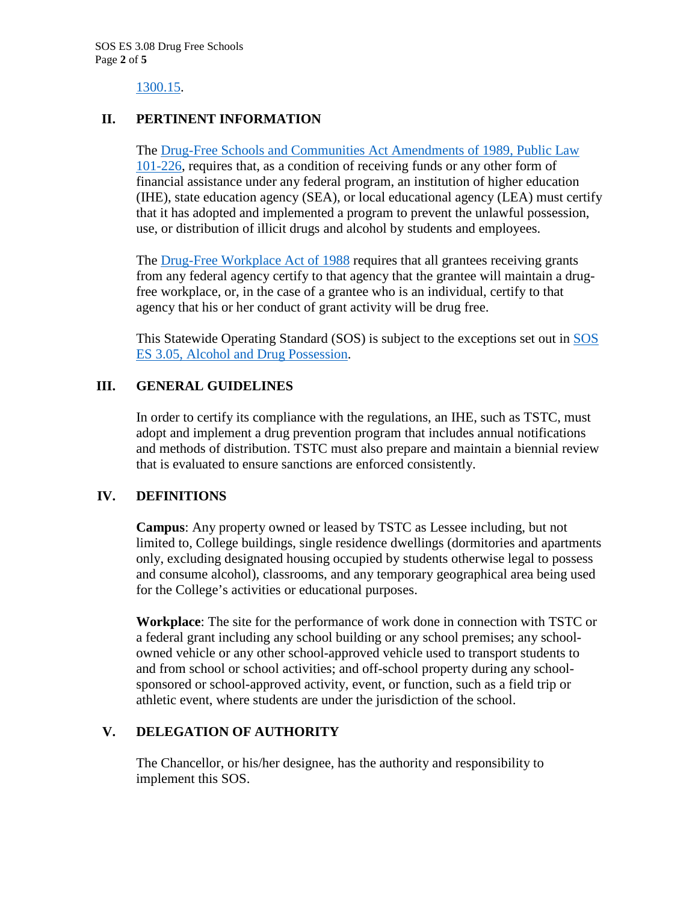1300.15.

## II. PERTINENT INFORMATION

The Drug-Free Schools and Communities Act Amendments of 1989, Public Law 101-226, requires that, as a condition of receiving funds or any other form of financial assistance under any federal program, an institution of higher education (IHE), state education agency (SEA), or local educational agency (LEA) must certify that it has adopted and implemented a program to prevent the unlawful possession, use, or distribution of illicit drugs and alcohol by students and employees.

The Drug-Free Workplace Act of 1988 requires that all grantees receiving grants from any federal agency certify to that agency that the grantee will maintain a drug-free workplace, or, in the case of a grantee who is an individual, certify to that agency that his or her conduct of grant activity will be drug free.

This Statewide Operating Standard (SOS) is subject to the exceptions set out in SOS ES 3.05, Alcohol and Drug Possession.

## III. GENERAL GUIDELINES

In order to certify its compliance with the regulations, an IHE, such as TSTC, must adopt and implement a drug prevention program that includes annual notifications and methods of distribution. TSTC must also prepare and maintain a biennial review that is evaluated to ensure sanctions are enforced consistently.

## IV. DEFINITIONS

**Campus**: Any property owned or leased by TSTC as Lessee including, but not limited to, College buildings, single residence dwellings (dormitories and apartments only, excluding designated housing occupied by students otherwise legal to possess and consume alcohol), classrooms, and any temporary geographical area being used for the College's activities or educational purposes.

**Workplace**: The site for the performance of work done in connection with TSTC or a federal grant including any school building or any school premises; any school-owned vehicle or any other school-approved vehicle used to transport students to and from school or school activities; and off-school property during any school-sponsored or school-approved activity, event, or function, such as a field trip or athletic event, where students are under the jurisdiction of the school.

## V. DELEGATION OF AUTHORITY

The Chancellor, or his/her designee, has the authority and responsibility to implement this SOS.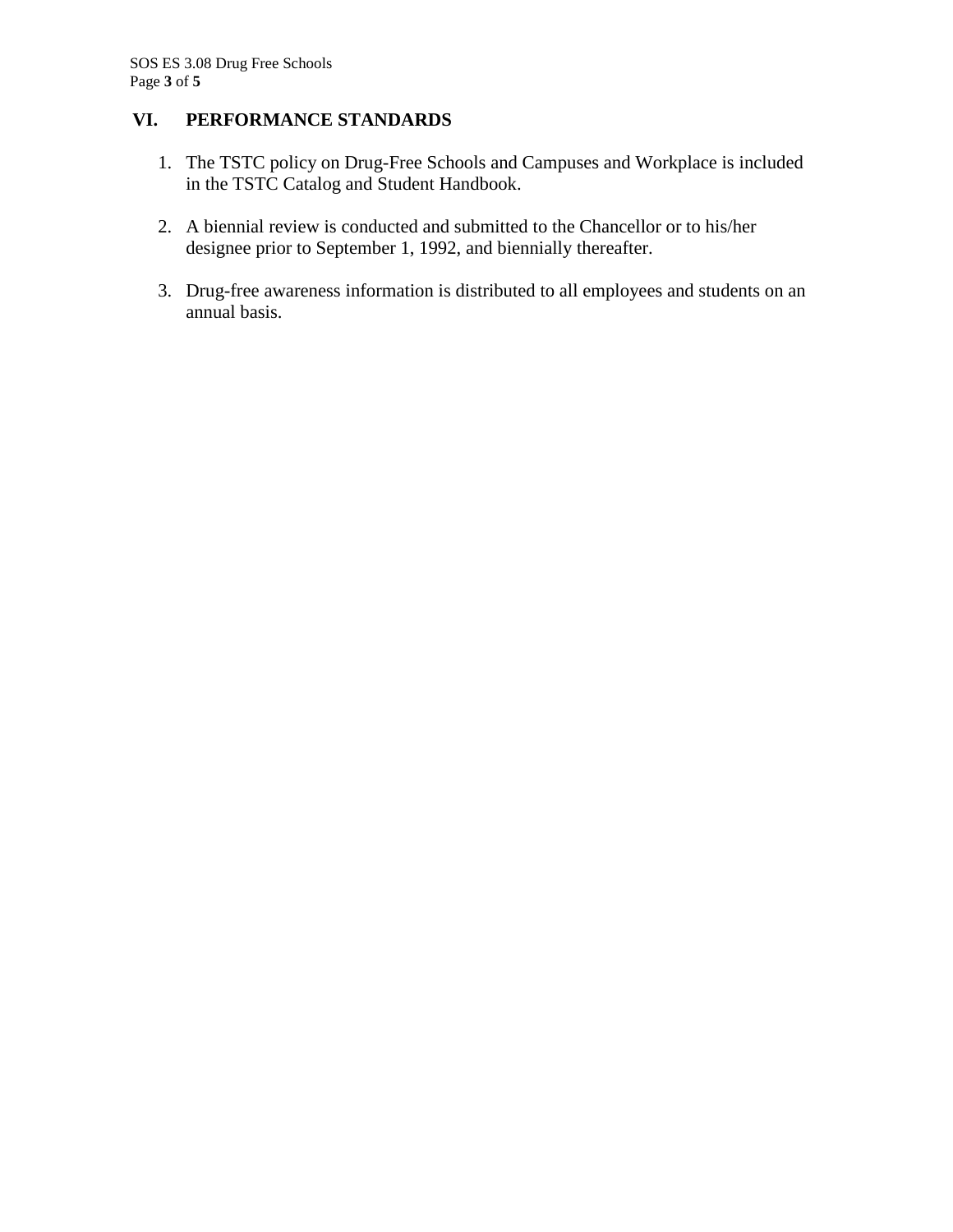## VI. PERFORMANCE STANDARDS

1. The TSTC policy on Drug-Free Schools and Campuses and Workplace is included in the TSTC Catalog and Student Handbook.

2. A biennial review is conducted and submitted to the Chancellor or to his/her designee prior to September 1, 1992, and biennially thereafter.

3. Drug-free awareness information is distributed to all employees and students on an annual basis.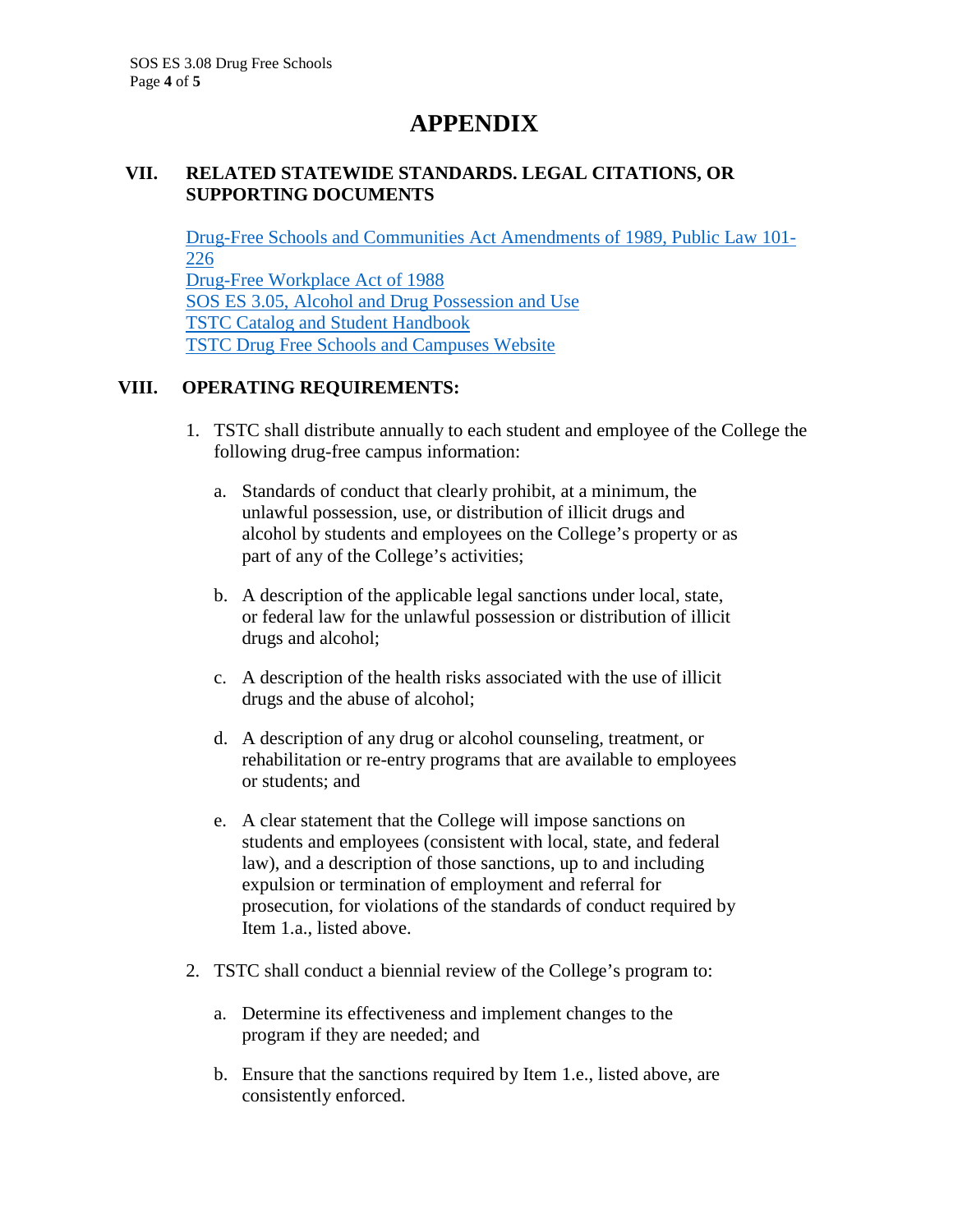# APPENDIX

## VII. RELATED STATEWIDE STANDARDS. LEGAL CITATIONS, OR SUPPORTING DOCUMENTS

Drug-Free Schools and Communities Act Amendments of 1989, Public Law 101-226
Drug-Free Workplace Act of 1988
SOS ES 3.05, Alcohol and Drug Possession and Use
TSTC Catalog and Student Handbook
TSTC Drug Free Schools and Campuses Website

## VIII. OPERATING REQUIREMENTS:

1. TSTC shall distribute annually to each student and employee of the College the following drug-free campus information:

   a. Standards of conduct that clearly prohibit, at a minimum, the unlawful possession, use, or distribution of illicit drugs and alcohol by students and employees on the College's property or as part of any of the College's activities;

   b. A description of the applicable legal sanctions under local, state, or federal law for the unlawful possession or distribution of illicit drugs and alcohol;

   c. A description of the health risks associated with the use of illicit drugs and the abuse of alcohol;

   d. A description of any drug or alcohol counseling, treatment, or rehabilitation or re-entry programs that are available to employees or students; and

   e. A clear statement that the College will impose sanctions on students and employees (consistent with local, state, and federal law), and a description of those sanctions, up to and including expulsion or termination of employment and referral for prosecution, for violations of the standards of conduct required by Item 1.a., listed above.

2. TSTC shall conduct a biennial review of the College's program to:

   a. Determine its effectiveness and implement changes to the program if they are needed; and

   b. Ensure that the sanctions required by Item 1.e., listed above, are consistently enforced.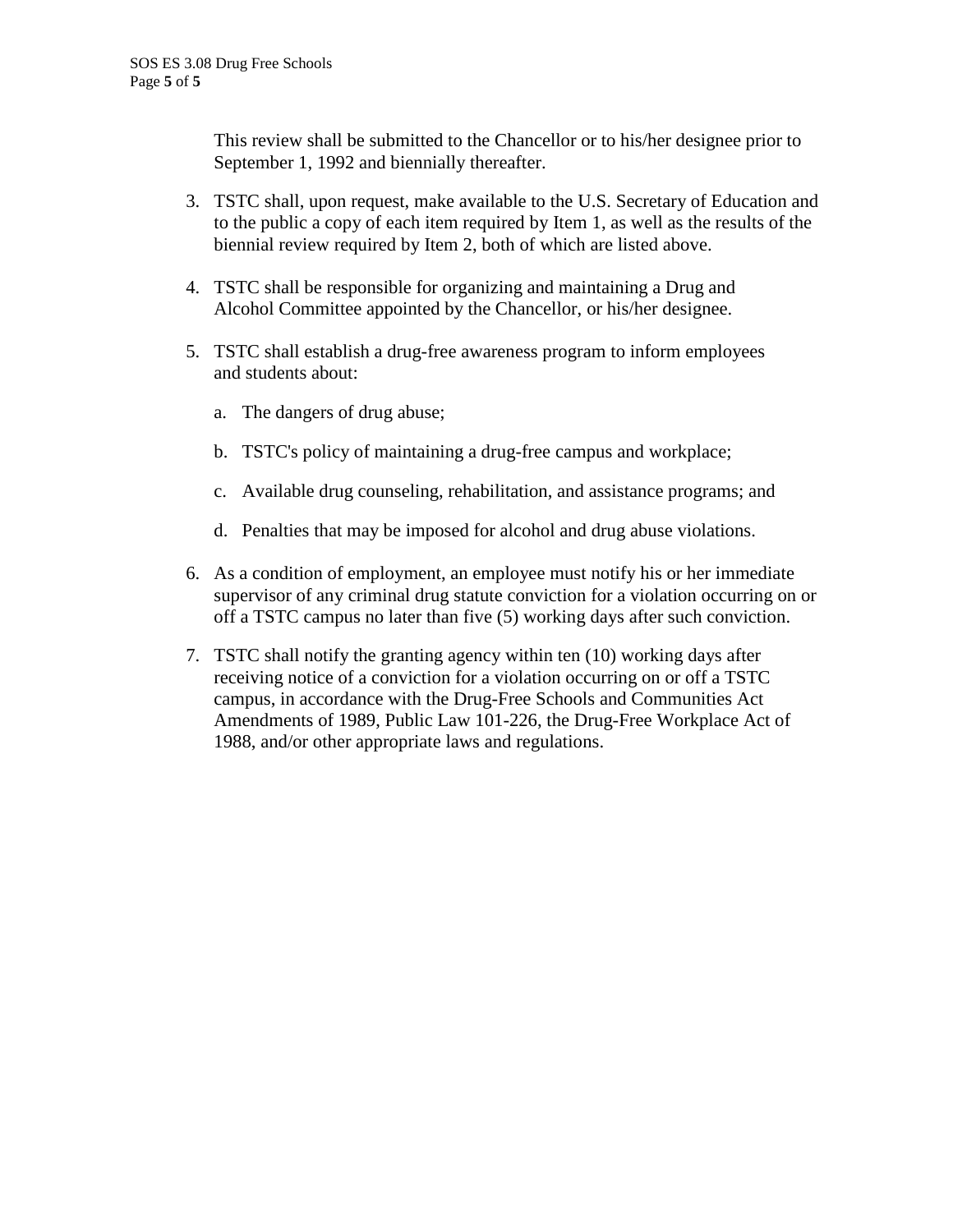This review shall be submitted to the Chancellor or to his/her designee prior to September 1, 1992 and biennially thereafter.

3. TSTC shall, upon request, make available to the U.S. Secretary of Education and to the public a copy of each item required by Item 1, as well as the results of the biennial review required by Item 2, both of which are listed above.

4. TSTC shall be responsible for organizing and maintaining a Drug and Alcohol Committee appointed by the Chancellor, or his/her designee.

5. TSTC shall establish a drug-free awareness program to inform employees and students about:

   a. The dangers of drug abuse;

   b. TSTC's policy of maintaining a drug-free campus and workplace;

   c. Available drug counseling, rehabilitation, and assistance programs; and

   d. Penalties that may be imposed for alcohol and drug abuse violations.

6. As a condition of employment, an employee must notify his or her immediate supervisor of any criminal drug statute conviction for a violation occurring on or off a TSTC campus no later than five (5) working days after such conviction.

7. TSTC shall notify the granting agency within ten (10) working days after receiving notice of a conviction for a violation occurring on or off a TSTC campus, in accordance with the Drug-Free Schools and Communities Act Amendments of 1989, Public Law 101-226, the Drug-Free Workplace Act of 1988, and/or other appropriate laws and regulations.